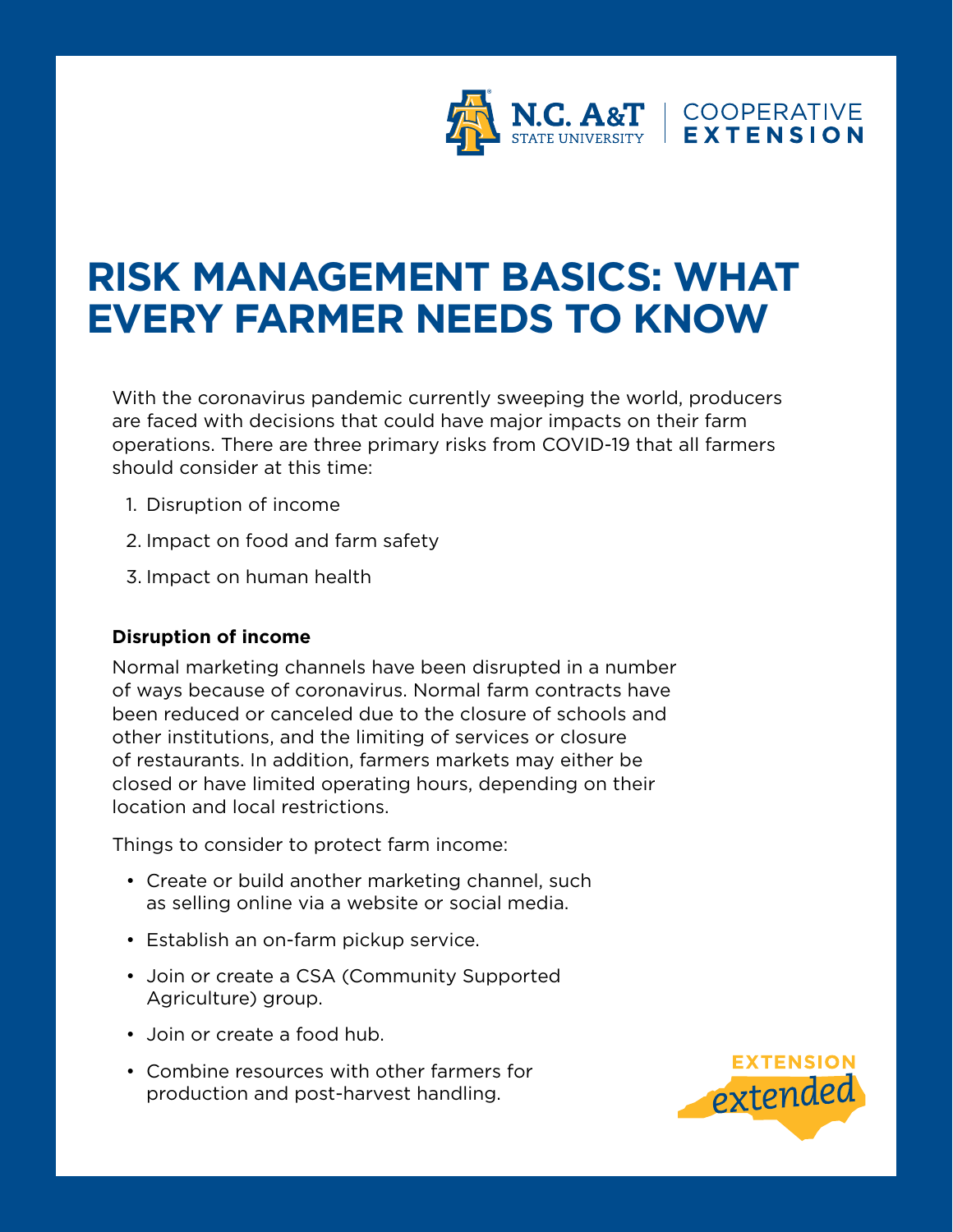# RISK MANAGEMENT BASICS: WHAT EVERY FARMER NEEDS TO KNOW

With the coronavirus pandemic currently sweeping the world, producers are faced with decisions that could have major impacts on their farm operations. There are three primary risks from COVID-19 that all farmers should consider at this time:

1. Disruption of income
2. Impact on food and farm safety
3. Impact on human health

**Disruption of income**

Normal marketing channels have been disrupted in a number of ways because of coronavirus. Normal farm contracts have been reduced or canceled due to the closure of schools and other institutions, and the limiting of services or closure of restaurants. In addition, farmers markets may either be closed or have limited operating hours, depending on their location and local restrictions.

Things to consider to protect farm income:

- Create or build another marketing channel, such as selling online via a website or social media.
- Establish an on-farm pickup service.
- Join or create a CSA (Community Supported Agriculture) group.
- Join or create a food hub.
- Combine resources with other farmers for production and post-harvest handling.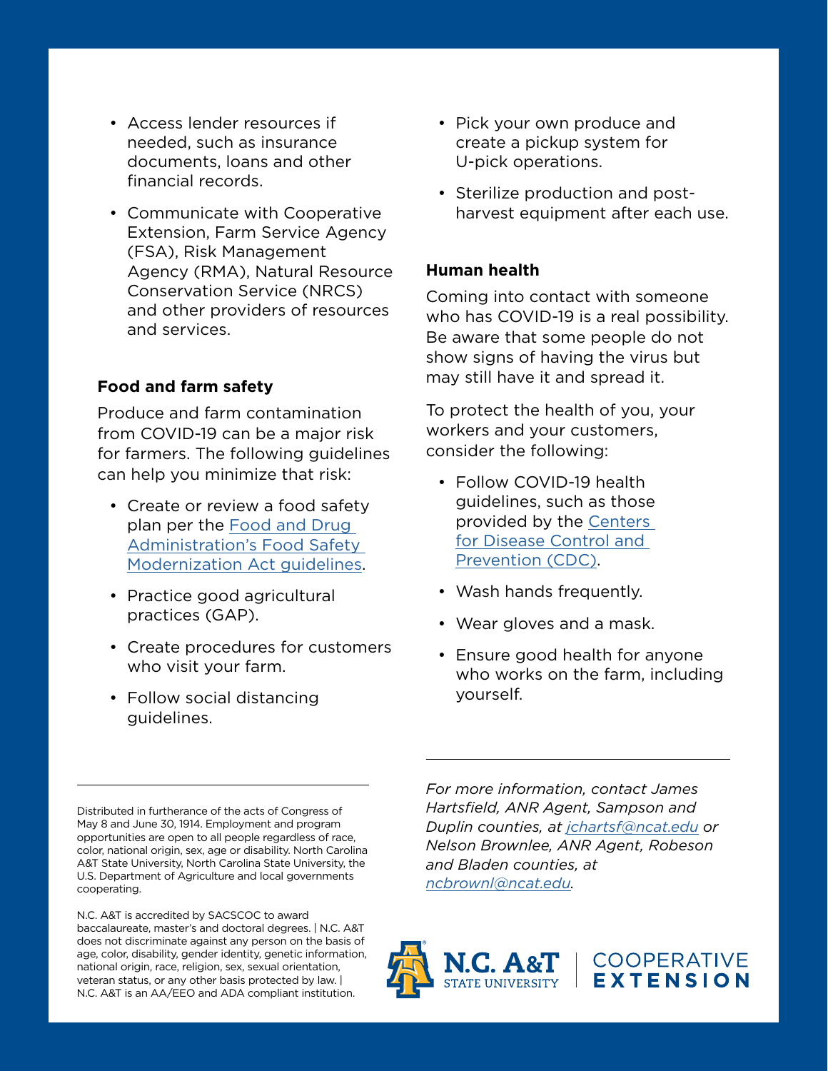- Access lender resources if needed, such as insurance documents, loans and other financial records.
- Communicate with Cooperative Extension, Farm Service Agency (FSA), Risk Management Agency (RMA), Natural Resource Conservation Service (NRCS) and other providers of resources and services.

### Food and farm safety

Produce and farm contamination from COVID-19 can be a major risk for farmers. The following guidelines can help you minimize that risk:

- Create or review a food safety plan per the Food and Drug Administration's Food Safety Modernization Act guidelines.
- Practice good agricultural practices (GAP).
- Create procedures for customers who visit your farm.
- Follow social distancing guidelines.
- Pick your own produce and create a pickup system for U-pick operations.
- Sterilize production and post-harvest equipment after each use.

### Human health

Coming into contact with someone who has COVID-19 is a real possibility. Be aware that some people do not show signs of having the virus but may still have it and spread it.

To protect the health of you, your workers and your customers, consider the following:

- Follow COVID-19 health guidelines, such as those provided by the Centers for Disease Control and Prevention (CDC).
- Wash hands frequently.
- Wear gloves and a mask.
- Ensure good health for anyone who works on the farm, including yourself.

---

*For more information, contact James Hartsfield, ANR Agent, Sampson and Duplin counties, at jchartsf@ncat.edu or Nelson Brownlee, ANR Agent, Robeson and Bladen counties, at ncbrownl@ncat.edu.*

---

Distributed in furtherance of the acts of Congress of May 8 and June 30, 1914. Employment and program opportunities are open to all people regardless of race, color, national origin, sex, age or disability. North Carolina A&T State University, North Carolina State University, the U.S. Department of Agriculture and local governments cooperating.

N.C. A&T is accredited by SACSCOC to award baccalaureate, master's and doctoral degrees. | N.C. A&T does not discriminate against any person on the basis of age, color, disability, gender identity, genetic information, national origin, race, religion, sex, sexual orientation, veteran status, or any other basis protected by law. | N.C. A&T is an AA/EEO and ADA compliant institution.

N.C. A&T STATE UNIVERSITY | COOPERATIVE EXTENSION